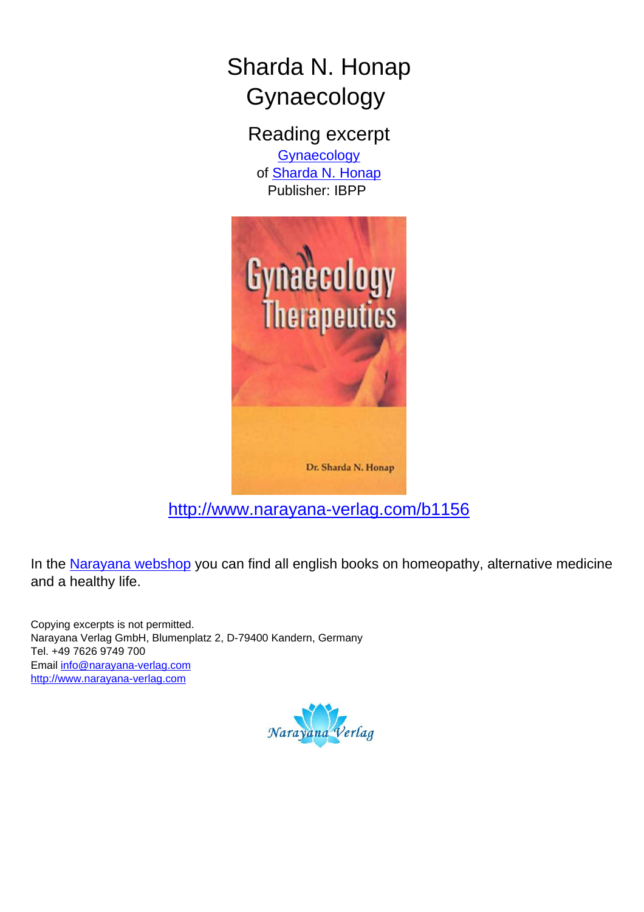# Sharda N. Honap
# Gynaecology

## Reading excerpt

[Gynaecology](http://www.narayana-verlag.com/b1156)
of [Sharda N. Honap](http://www.narayana-verlag.com)
Publisher: IBPP

http://www.narayana-verlag.com/b1156

In the Narayana webshop you can find all english books on homeopathy, alternative medicine and a healthy life.

Copying excerpts is not permitted.
Narayana Verlag GmbH, Blumenplatz 2, D-79400 Kandern, Germany
Tel. +49 7626 9749 700
Email info@narayana-verlag.com
http://www.narayana-verlag.com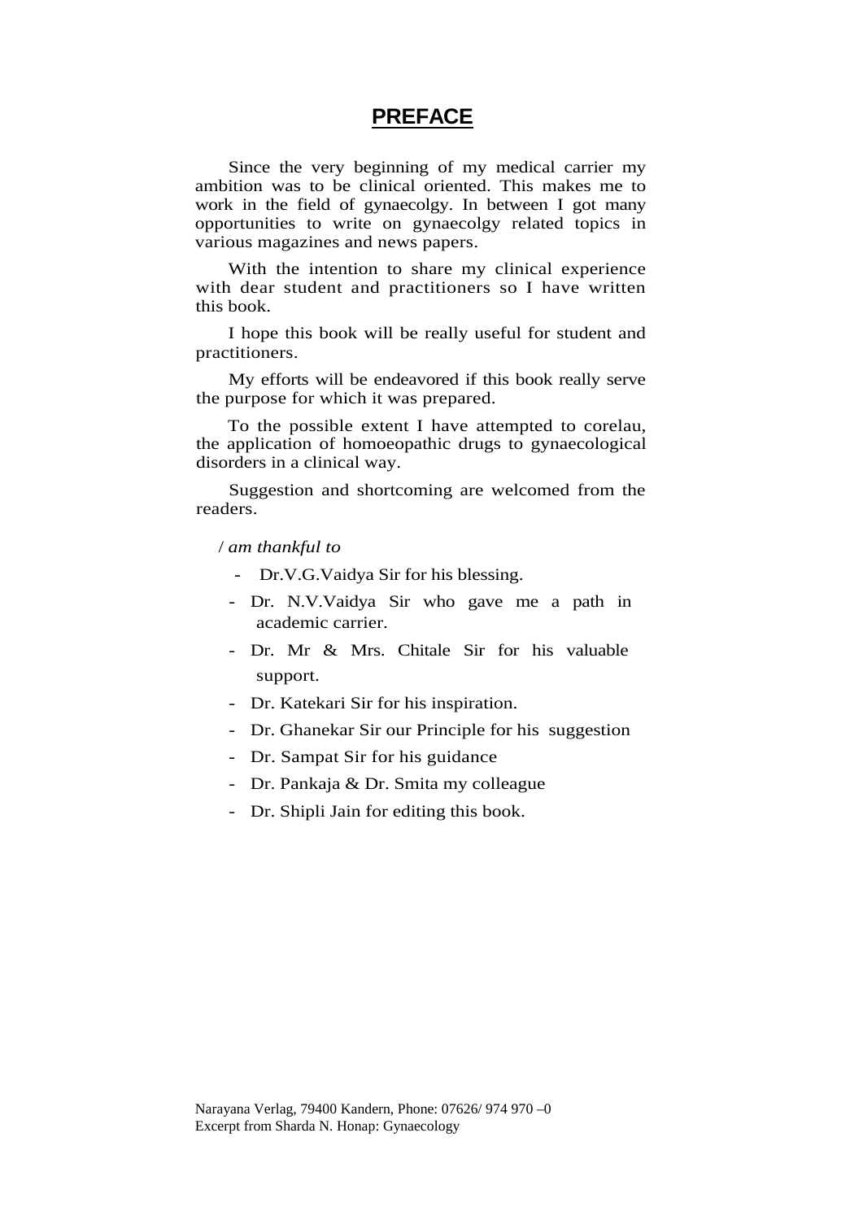# PREFACE

Since the very beginning of my medical carrier my ambition was to be clinical oriented. This makes me to work in the field of gynaecolgy. In between I got many opportunities to write on gynaecolgy related topics in various magazines and news papers.

With the intention to share my clinical experience with dear student and practitioners so I have written this book.

I hope this book will be really useful for student and practitioners.

My efforts will be endeavored if this book really serve the purpose for which it was prepared.

To the possible extent I have attempted to corelau, the application of homoeopathic drugs to gynaecological disorders in a clinical way.

Suggestion and shortcoming are welcomed from the readers.

/ *am thankful to*

- Dr.V.G.Vaidya Sir for his blessing.
- Dr. N.V.Vaidya Sir who gave me a path in academic carrier.
- Dr. Mr & Mrs. Chitale Sir for his valuable support.
- Dr. Katekari Sir for his inspiration.
- Dr. Ghanekar Sir our Principle for his suggestion
- Dr. Sampat Sir for his guidance
- Dr. Pankaja & Dr. Smita my colleague
- Dr. Shipli Jain for editing this book.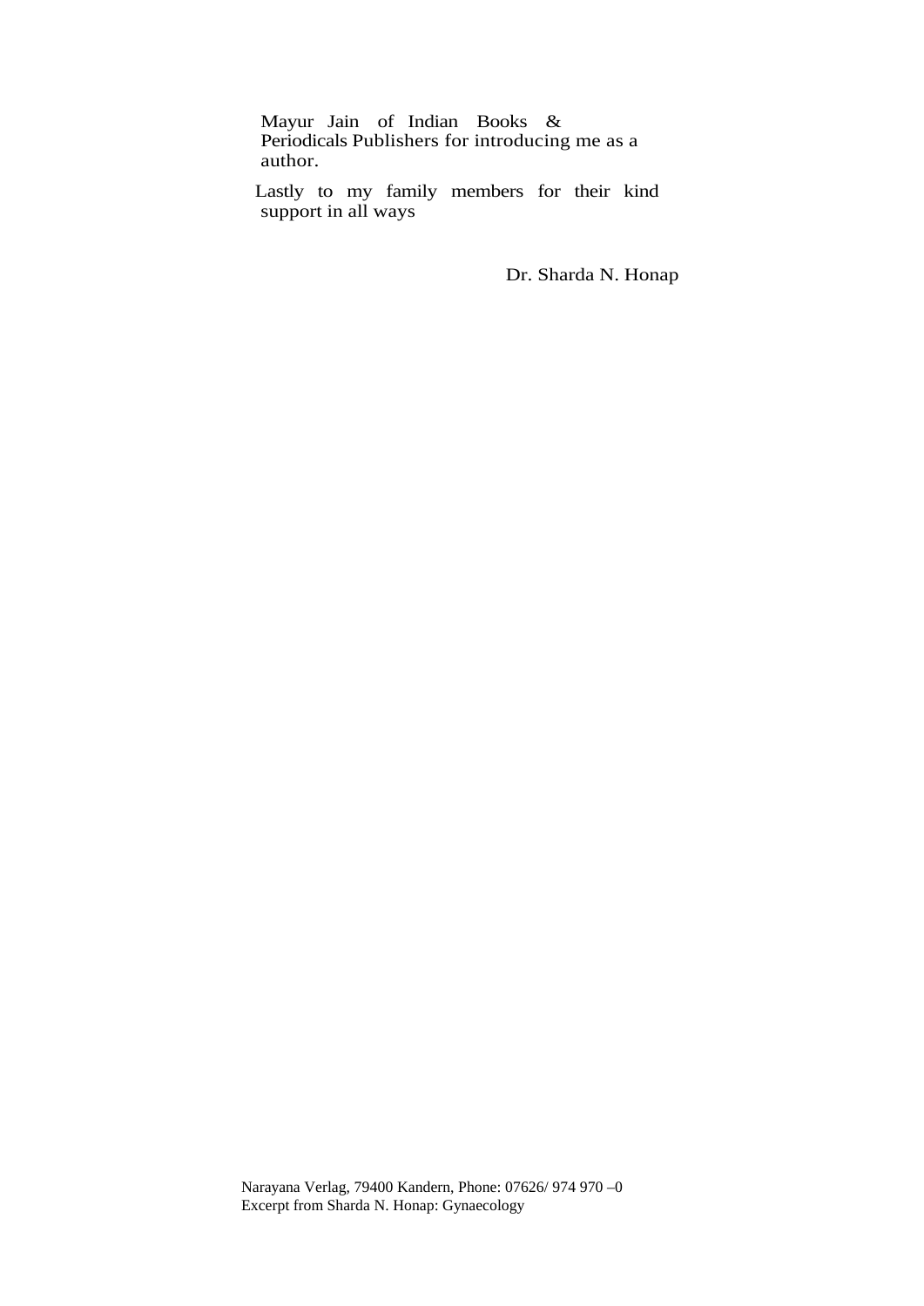Mayur Jain of Indian Books & Periodicals Publishers for introducing me as a author.

Lastly to my family members for their kind support in all ways

Dr. Sharda N. Honap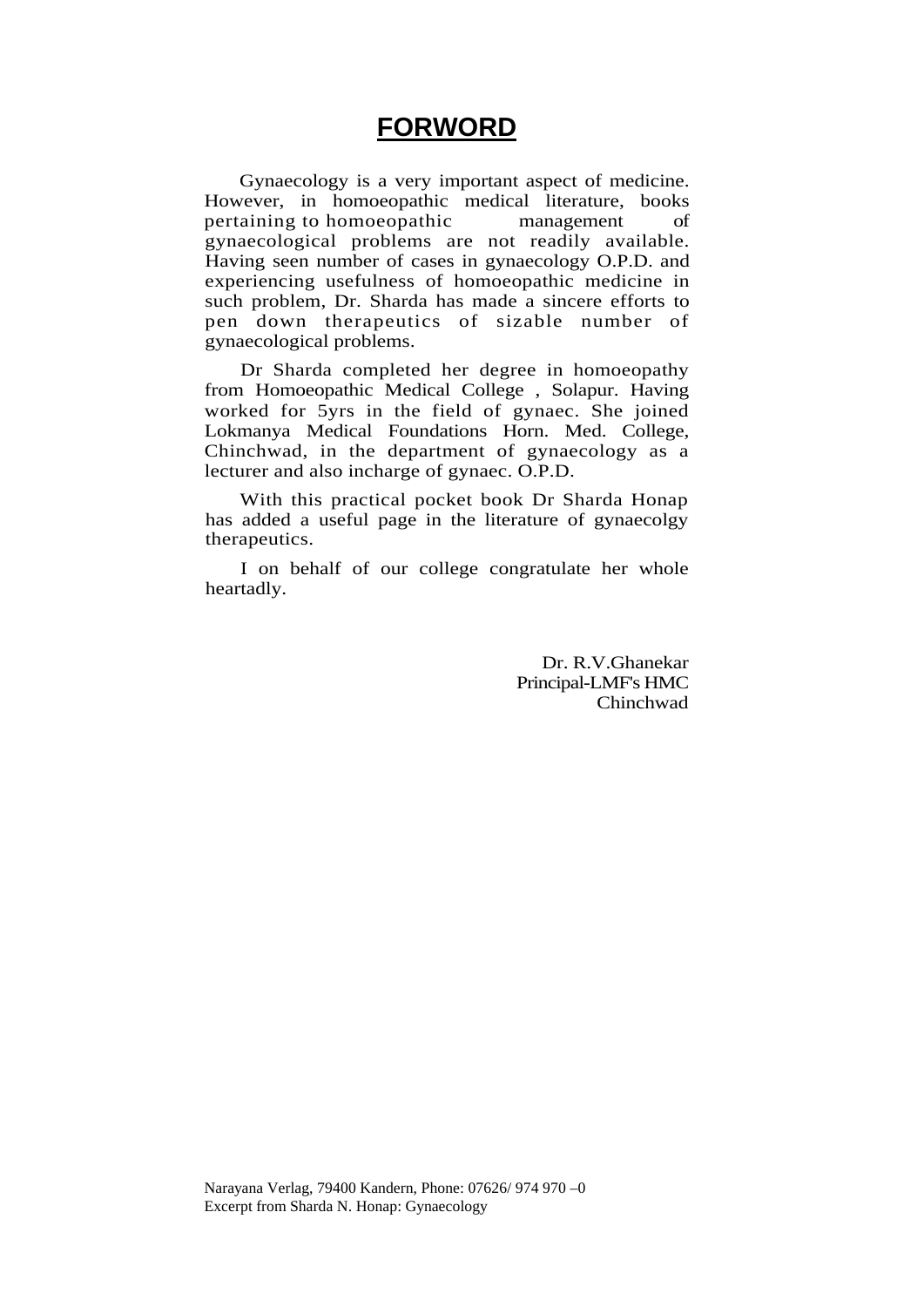# FORWORD

Gynaecology is a very important aspect of medicine. However, in homoeopathic medical literature, books pertaining to homoeopathic management of gynaecological problems are not readily available. Having seen number of cases in gynaecology O.P.D. and experiencing usefulness of homoeopathic medicine in such problem, Dr. Sharda has made a sincere efforts to pen down therapeutics of sizable number of gynaecological problems.

Dr Sharda completed her degree in homoeopathy from Homoeopathic Medical College , Solapur. Having worked for 5yrs in the field of gynaec. She joined Lokmanya Medical Foundations Horn. Med. College, Chinchwad, in the department of gynaecology as a lecturer and also incharge of gynaec. O.P.D.

With this practical pocket book Dr Sharda Honap has added a useful page in the literature of gynaecolgy therapeutics.

I on behalf of our college congratulate her whole heartadly.

Dr. R.V.Ghanekar
Principal-LMF's HMC
Chinchwad

Narayana Verlag, 79400 Kandern, Phone: 07626/ 974 970 –0
Excerpt from Sharda N. Honap: Gynaecology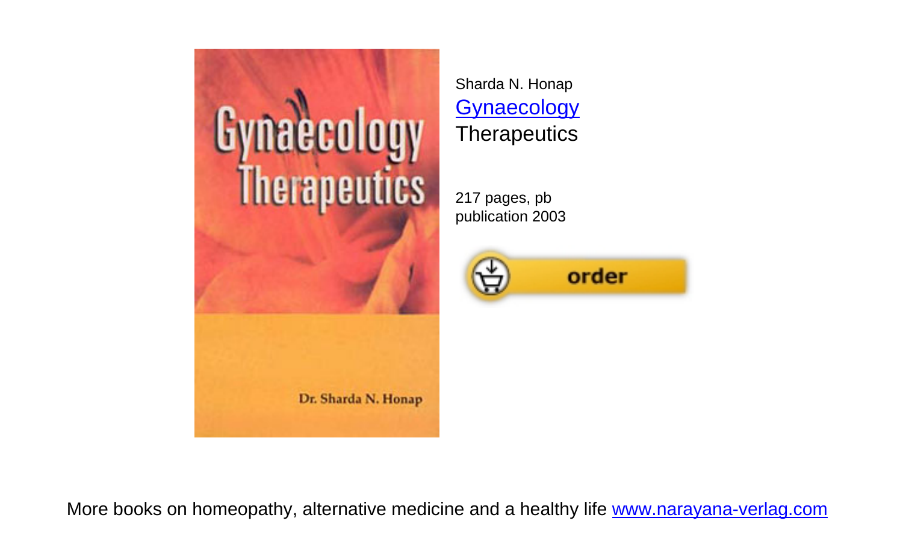Sharda N. Honap

[Gynaecology](#)

Therapeutics

217 pages, pb

publication 2003

order

More books on homeopathy, alternative medicine and a healthy life [www.narayana-verlag.com](http://www.narayana-verlag.com)